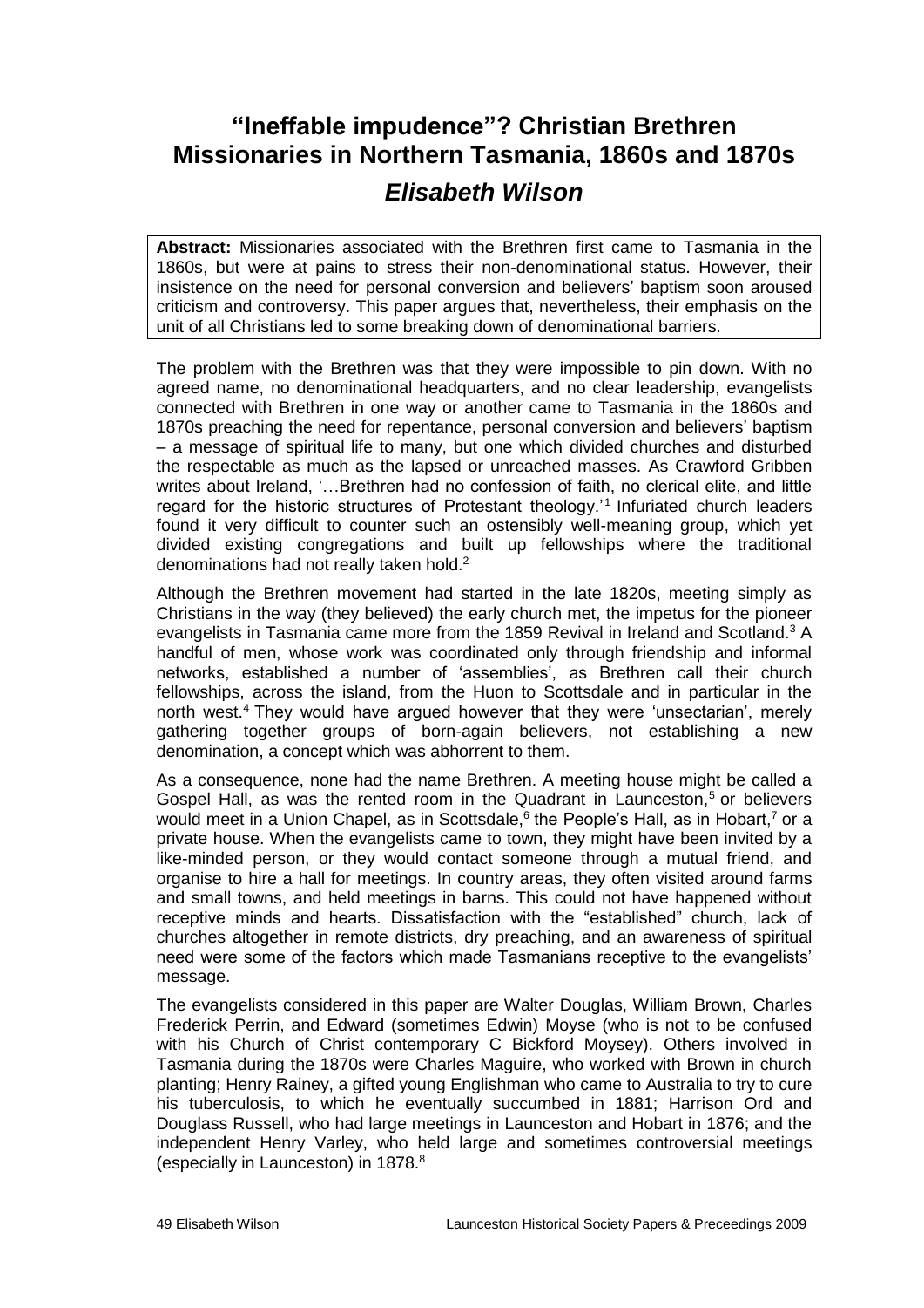# "Ineffable impudence"? Christian Brethren Missionaries in Northern Tasmania, 1860s and 1870s

## *Elisabeth Wilson*

**Abstract:** Missionaries associated with the Brethren first came to Tasmania in the 1860s, but were at pains to stress their non-denominational status. However, their insistence on the need for personal conversion and believers' baptism soon aroused criticism and controversy. This paper argues that, nevertheless, their emphasis on the unit of all Christians led to some breaking down of denominational barriers.

The problem with the Brethren was that they were impossible to pin down. With no agreed name, no denominational headquarters, and no clear leadership, evangelists connected with Brethren in one way or another came to Tasmania in the 1860s and 1870s preaching the need for repentance, personal conversion and believers' baptism – a message of spiritual life to many, but one which divided churches and disturbed the respectable as much as the lapsed or unreached masses. As Crawford Gribben writes about Ireland, '…Brethren had no confession of faith, no clerical elite, and little regard for the historic structures of Protestant theology.'[1] Infuriated church leaders found it very difficult to counter such an ostensibly well-meaning group, which yet divided existing congregations and built up fellowships where the traditional denominations had not really taken hold.[2]

Although the Brethren movement had started in the late 1820s, meeting simply as Christians in the way (they believed) the early church met, the impetus for the pioneer evangelists in Tasmania came more from the 1859 Revival in Ireland and Scotland.[3] A handful of men, whose work was coordinated only through friendship and informal networks, established a number of 'assemblies', as Brethren call their church fellowships, across the island, from the Huon to Scottsdale and in particular in the north west.[4] They would have argued however that they were 'unsectarian', merely gathering together groups of born-again believers, not establishing a new denomination, a concept which was abhorrent to them.

As a consequence, none had the name Brethren. A meeting house might be called a Gospel Hall, as was the rented room in the Quadrant in Launceston,[5] or believers would meet in a Union Chapel, as in Scottsdale,[6] the People's Hall, as in Hobart,[7] or a private house. When the evangelists came to town, they might have been invited by a like-minded person, or they would contact someone through a mutual friend, and organise to hire a hall for meetings. In country areas, they often visited around farms and small towns, and held meetings in barns. This could not have happened without receptive minds and hearts. Dissatisfaction with the "established" church, lack of churches altogether in remote districts, dry preaching, and an awareness of spiritual need were some of the factors which made Tasmanians receptive to the evangelists' message.

The evangelists considered in this paper are Walter Douglas, William Brown, Charles Frederick Perrin, and Edward (sometimes Edwin) Moyse (who is not to be confused with his Church of Christ contemporary C Bickford Moysey). Others involved in Tasmania during the 1870s were Charles Maguire, who worked with Brown in church planting; Henry Rainey, a gifted young Englishman who came to Australia to try to cure his tuberculosis, to which he eventually succumbed in 1881; Harrison Ord and Douglass Russell, who had large meetings in Launceston and Hobart in 1876; and the independent Henry Varley, who held large and sometimes controversial meetings (especially in Launceston) in 1878.[8]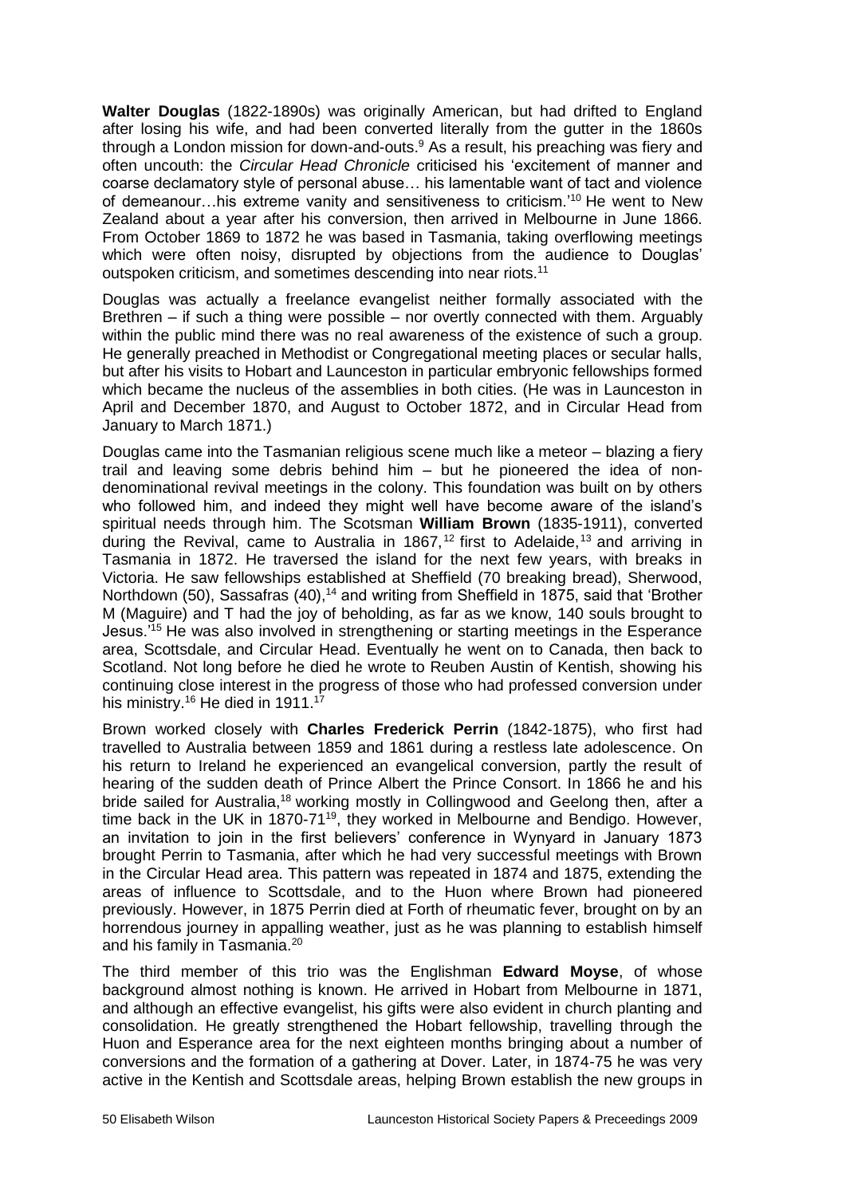**Walter Douglas** (1822-1890s) was originally American, but had drifted to England after losing his wife, and had been converted literally from the gutter in the 1860s through a London mission for down-and-outs.[9] As a result, his preaching was fiery and often uncouth: the *Circular Head Chronicle* criticised his 'excitement of manner and coarse declamatory style of personal abuse… his lamentable want of tact and violence of demeanour…his extreme vanity and sensitiveness to criticism.'[10] He went to New Zealand about a year after his conversion, then arrived in Melbourne in June 1866. From October 1869 to 1872 he was based in Tasmania, taking overflowing meetings which were often noisy, disrupted by objections from the audience to Douglas' outspoken criticism, and sometimes descending into near riots.[11]

Douglas was actually a freelance evangelist neither formally associated with the Brethren – if such a thing were possible – nor overtly connected with them. Arguably within the public mind there was no real awareness of the existence of such a group. He generally preached in Methodist or Congregational meeting places or secular halls, but after his visits to Hobart and Launceston in particular embryonic fellowships formed which became the nucleus of the assemblies in both cities. (He was in Launceston in April and December 1870, and August to October 1872, and in Circular Head from January to March 1871.)

Douglas came into the Tasmanian religious scene much like a meteor – blazing a fiery trail and leaving some debris behind him – but he pioneered the idea of non-denominational revival meetings in the colony. This foundation was built on by others who followed him, and indeed they might well have become aware of the island's spiritual needs through him. The Scotsman **William Brown** (1835-1911), converted during the Revival, came to Australia in 1867,[12] first to Adelaide,[13] and arriving in Tasmania in 1872. He traversed the island for the next few years, with breaks in Victoria. He saw fellowships established at Sheffield (70 breaking bread), Sherwood, Northdown (50), Sassafras (40),[14] and writing from Sheffield in 1875, said that 'Brother M (Maguire) and T had the joy of beholding, as far as we know, 140 souls brought to Jesus.'[15] He was also involved in strengthening or starting meetings in the Esperance area, Scottsdale, and Circular Head. Eventually he went on to Canada, then back to Scotland. Not long before he died he wrote to Reuben Austin of Kentish, showing his continuing close interest in the progress of those who had professed conversion under his ministry.[16] He died in 1911.[17]

Brown worked closely with **Charles Frederick Perrin** (1842-1875), who first had travelled to Australia between 1859 and 1861 during a restless late adolescence. On his return to Ireland he experienced an evangelical conversion, partly the result of hearing of the sudden death of Prince Albert the Prince Consort. In 1866 he and his bride sailed for Australia,[18] working mostly in Collingwood and Geelong then, after a time back in the UK in 1870-71[19], they worked in Melbourne and Bendigo. However, an invitation to join in the first believers' conference in Wynyard in January 1873 brought Perrin to Tasmania, after which he had very successful meetings with Brown in the Circular Head area. This pattern was repeated in 1874 and 1875, extending the areas of influence to Scottsdale, and to the Huon where Brown had pioneered previously. However, in 1875 Perrin died at Forth of rheumatic fever, brought on by an horrendous journey in appalling weather, just as he was planning to establish himself and his family in Tasmania.[20]

The third member of this trio was the Englishman **Edward Moyse**, of whose background almost nothing is known. He arrived in Hobart from Melbourne in 1871, and although an effective evangelist, his gifts were also evident in church planting and consolidation. He greatly strengthened the Hobart fellowship, travelling through the Huon and Esperance area for the next eighteen months bringing about a number of conversions and the formation of a gathering at Dover. Later, in 1874-75 he was very active in the Kentish and Scottsdale areas, helping Brown establish the new groups in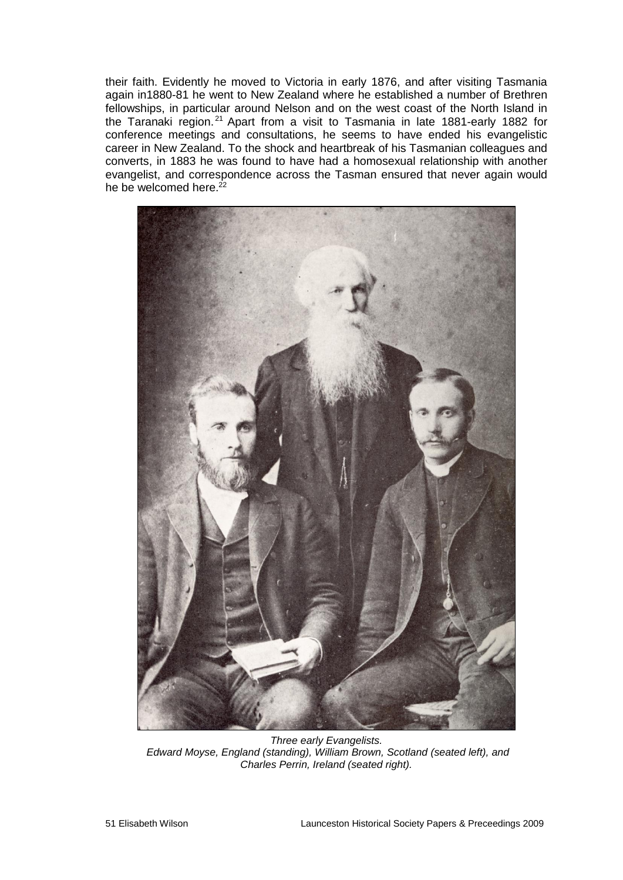their faith. Evidently he moved to Victoria in early 1876, and after visiting Tasmania again in1880-81 he went to New Zealand where he established a number of Brethren fellowships, in particular around Nelson and on the west coast of the North Island in the Taranaki region.[21] Apart from a visit to Tasmania in late 1881-early 1882 for conference meetings and consultations, he seems to have ended his evangelistic career in New Zealand. To the shock and heartbreak of his Tasmanian colleagues and converts, in 1883 he was found to have had a homosexual relationship with another evangelist, and correspondence across the Tasman ensured that never again would he be welcomed here.[22]

*Three early Evangelists.*
*Edward Moyse, England (standing), William Brown, Scotland (seated left), and Charles Perrin, Ireland (seated right).*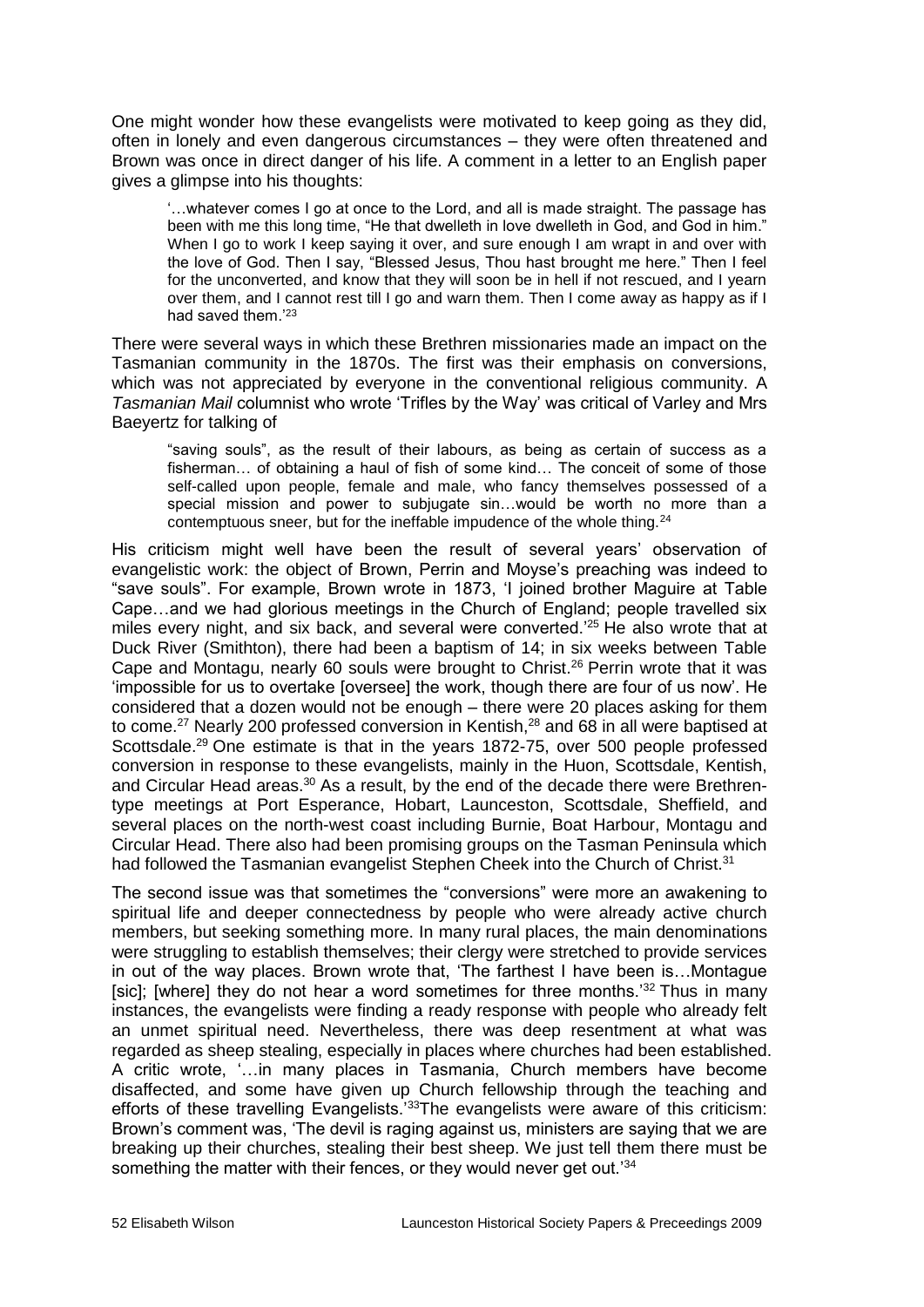One might wonder how these evangelists were motivated to keep going as they did, often in lonely and even dangerous circumstances – they were often threatened and Brown was once in direct danger of his life. A comment in a letter to an English paper gives a glimpse into his thoughts:

> '…whatever comes I go at once to the Lord, and all is made straight. The passage has been with me this long time, "He that dwelleth in love dwelleth in God, and God in him." When I go to work I keep saying it over, and sure enough I am wrapt in and over with the love of God. Then I say, "Blessed Jesus, Thou hast brought me here." Then I feel for the unconverted, and know that they will soon be in hell if not rescued, and I yearn over them, and I cannot rest till I go and warn them. Then I come away as happy as if I had saved them.'[23]

There were several ways in which these Brethren missionaries made an impact on the Tasmanian community in the 1870s. The first was their emphasis on conversions, which was not appreciated by everyone in the conventional religious community. A *Tasmanian Mail* columnist who wrote 'Trifles by the Way' was critical of Varley and Mrs Baeyertz for talking of

> "saving souls", as the result of their labours, as being as certain of success as a fisherman… of obtaining a haul of fish of some kind… The conceit of some of those self-called upon people, female and male, who fancy themselves possessed of a special mission and power to subjugate sin…would be worth no more than a contemptuous sneer, but for the ineffable impudence of the whole thing.[24]

His criticism might well have been the result of several years' observation of evangelistic work: the object of Brown, Perrin and Moyse's preaching was indeed to "save souls". For example, Brown wrote in 1873, 'I joined brother Maguire at Table Cape…and we had glorious meetings in the Church of England; people travelled six miles every night, and six back, and several were converted.'[25] He also wrote that at Duck River (Smithton), there had been a baptism of 14; in six weeks between Table Cape and Montagu, nearly 60 souls were brought to Christ.[26] Perrin wrote that it was 'impossible for us to overtake [oversee] the work, though there are four of us now'. He considered that a dozen would not be enough – there were 20 places asking for them to come.[27] Nearly 200 professed conversion in Kentish,[28] and 68 in all were baptised at Scottsdale.[29] One estimate is that in the years 1872-75, over 500 people professed conversion in response to these evangelists, mainly in the Huon, Scottsdale, Kentish, and Circular Head areas.[30] As a result, by the end of the decade there were Brethren-type meetings at Port Esperance, Hobart, Launceston, Scottsdale, Sheffield, and several places on the north-west coast including Burnie, Boat Harbour, Montagu and Circular Head. There also had been promising groups on the Tasman Peninsula which had followed the Tasmanian evangelist Stephen Cheek into the Church of Christ.[31]

The second issue was that sometimes the "conversions" were more an awakening to spiritual life and deeper connectedness by people who were already active church members, but seeking something more. In many rural places, the main denominations were struggling to establish themselves; their clergy were stretched to provide services in out of the way places. Brown wrote that, 'The farthest I have been is…Montague [sic]; [where] they do not hear a word sometimes for three months.'[32] Thus in many instances, the evangelists were finding a ready response with people who already felt an unmet spiritual need. Nevertheless, there was deep resentment at what was regarded as sheep stealing, especially in places where churches had been established. A critic wrote, '…in many places in Tasmania, Church members have become disaffected, and some have given up Church fellowship through the teaching and efforts of these travelling Evangelists.'[33] The evangelists were aware of this criticism: Brown's comment was, 'The devil is raging against us, ministers are saying that we are breaking up their churches, stealing their best sheep. We just tell them there must be something the matter with their fences, or they would never get out.'[34]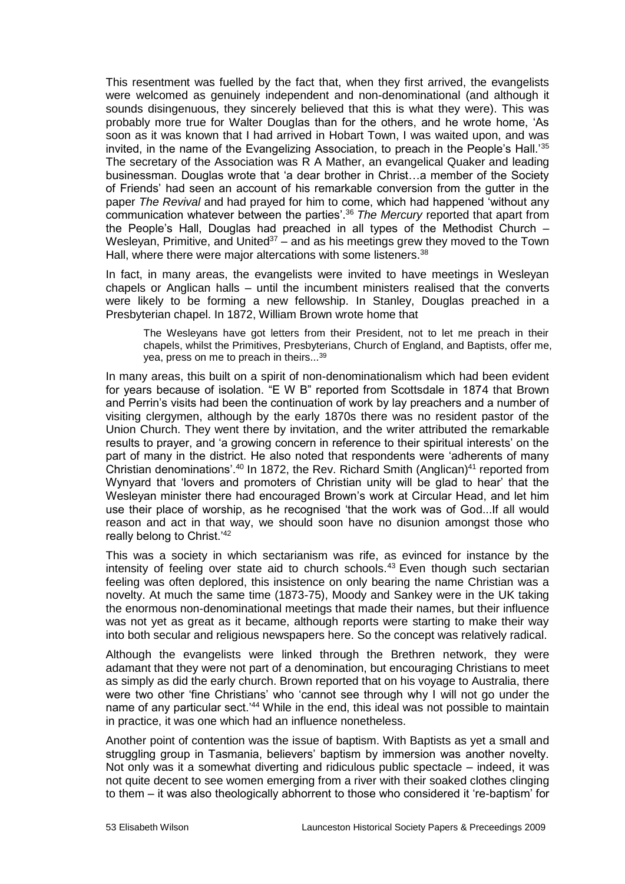This resentment was fuelled by the fact that, when they first arrived, the evangelists were welcomed as genuinely independent and non-denominational (and although it sounds disingenuous, they sincerely believed that this is what they were). This was probably more true for Walter Douglas than for the others, and he wrote home, 'As soon as it was known that I had arrived in Hobart Town, I was waited upon, and was invited, in the name of the Evangelizing Association, to preach in the People's Hall.'[35] The secretary of the Association was R A Mather, an evangelical Quaker and leading businessman. Douglas wrote that 'a dear brother in Christ…a member of the Society of Friends' had seen an account of his remarkable conversion from the gutter in the paper *The Revival* and had prayed for him to come, which had happened 'without any communication whatever between the parties'.[36] *The Mercury* reported that apart from the People's Hall, Douglas had preached in all types of the Methodist Church – Wesleyan, Primitive, and United[37] – and as his meetings grew they moved to the Town Hall, where there were major altercations with some listeners.[38]

In fact, in many areas, the evangelists were invited to have meetings in Wesleyan chapels or Anglican halls – until the incumbent ministers realised that the converts were likely to be forming a new fellowship. In Stanley, Douglas preached in a Presbyterian chapel. In 1872, William Brown wrote home that

> The Wesleyans have got letters from their President, not to let me preach in their chapels, whilst the Primitives, Presbyterians, Church of England, and Baptists, offer me, yea, press on me to preach in theirs...[39]

In many areas, this built on a spirit of non-denominationalism which had been evident for years because of isolation. "E W B" reported from Scottsdale in 1874 that Brown and Perrin's visits had been the continuation of work by lay preachers and a number of visiting clergymen, although by the early 1870s there was no resident pastor of the Union Church. They went there by invitation, and the writer attributed the remarkable results to prayer, and 'a growing concern in reference to their spiritual interests' on the part of many in the district. He also noted that respondents were 'adherents of many Christian denominations'.[40] In 1872, the Rev. Richard Smith (Anglican)[41] reported from Wynyard that 'lovers and promoters of Christian unity will be glad to hear' that the Wesleyan minister there had encouraged Brown's work at Circular Head, and let him use their place of worship, as he recognised 'that the work was of God...If all would reason and act in that way, we should soon have no disunion amongst those who really belong to Christ.'[42]

This was a society in which sectarianism was rife, as evinced for instance by the intensity of feeling over state aid to church schools.[43] Even though such sectarian feeling was often deplored, this insistence on only bearing the name Christian was a novelty. At much the same time (1873-75), Moody and Sankey were in the UK taking the enormous non-denominational meetings that made their names, but their influence was not yet as great as it became, although reports were starting to make their way into both secular and religious newspapers here. So the concept was relatively radical.

Although the evangelists were linked through the Brethren network, they were adamant that they were not part of a denomination, but encouraging Christians to meet as simply as did the early church. Brown reported that on his voyage to Australia, there were two other 'fine Christians' who 'cannot see through why I will not go under the name of any particular sect.'[44] While in the end, this ideal was not possible to maintain in practice, it was one which had an influence nonetheless.

Another point of contention was the issue of baptism. With Baptists as yet a small and struggling group in Tasmania, believers' baptism by immersion was another novelty. Not only was it a somewhat diverting and ridiculous public spectacle – indeed, it was not quite decent to see women emerging from a river with their soaked clothes clinging to them – it was also theologically abhorrent to those who considered it 're-baptism' for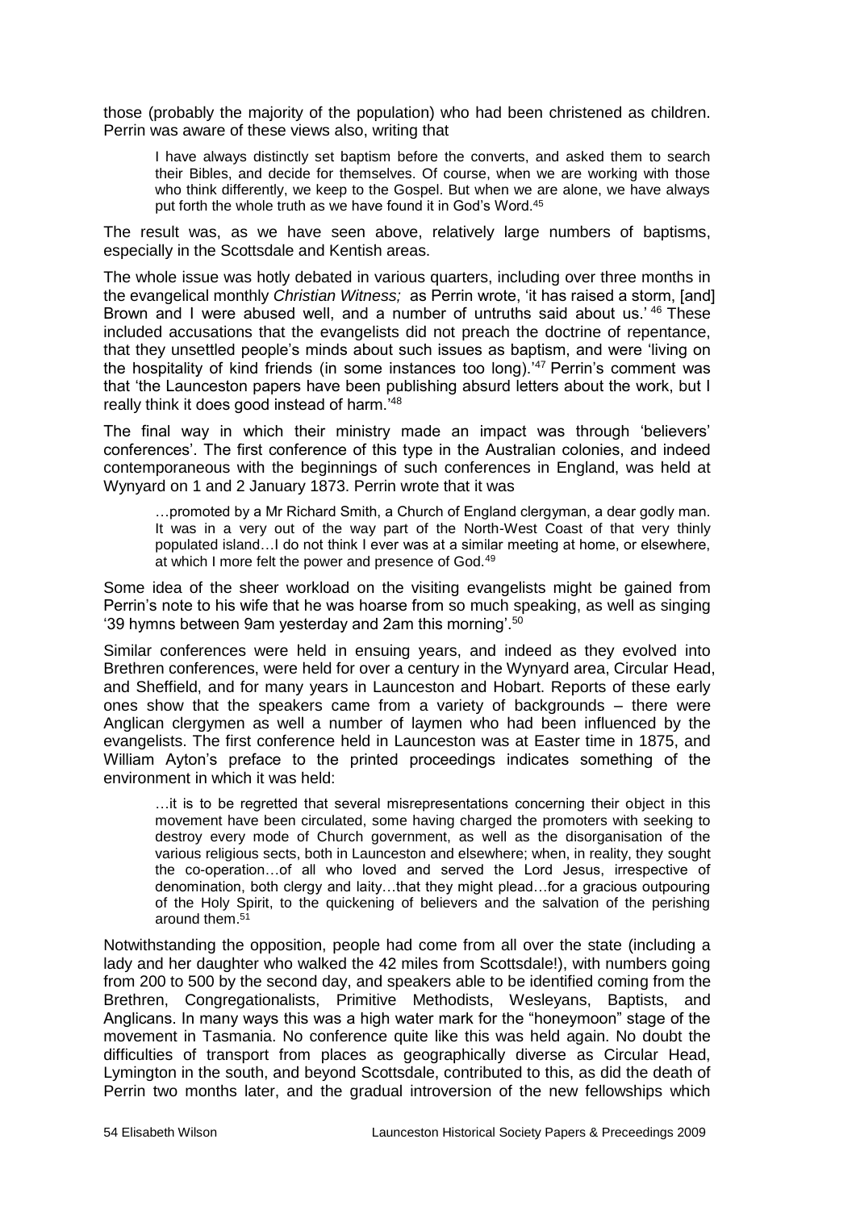those (probably the majority of the population) who had been christened as children. Perrin was aware of these views also, writing that

> I have always distinctly set baptism before the converts, and asked them to search their Bibles, and decide for themselves. Of course, when we are working with those who think differently, we keep to the Gospel. But when we are alone, we have always put forth the whole truth as we have found it in God's Word.[45]

The result was, as we have seen above, relatively large numbers of baptisms, especially in the Scottsdale and Kentish areas.

The whole issue was hotly debated in various quarters, including over three months in the evangelical monthly *Christian Witness;* as Perrin wrote, 'it has raised a storm, [and] Brown and I were abused well, and a number of untruths said about us.'[46] These included accusations that the evangelists did not preach the doctrine of repentance, that they unsettled people's minds about such issues as baptism, and were 'living on the hospitality of kind friends (in some instances too long).'[47] Perrin's comment was that 'the Launceston papers have been publishing absurd letters about the work, but I really think it does good instead of harm.'[48]

The final way in which their ministry made an impact was through 'believers' conferences'. The first conference of this type in the Australian colonies, and indeed contemporaneous with the beginnings of such conferences in England, was held at Wynyard on 1 and 2 January 1873. Perrin wrote that it was

> …promoted by a Mr Richard Smith, a Church of England clergyman, a dear godly man. It was in a very out of the way part of the North-West Coast of that very thinly populated island…I do not think I ever was at a similar meeting at home, or elsewhere, at which I more felt the power and presence of God.[49]

Some idea of the sheer workload on the visiting evangelists might be gained from Perrin's note to his wife that he was hoarse from so much speaking, as well as singing '39 hymns between 9am yesterday and 2am this morning'.[50]

Similar conferences were held in ensuing years, and indeed as they evolved into Brethren conferences, were held for over a century in the Wynyard area, Circular Head, and Sheffield, and for many years in Launceston and Hobart. Reports of these early ones show that the speakers came from a variety of backgrounds – there were Anglican clergymen as well a number of laymen who had been influenced by the evangelists. The first conference held in Launceston was at Easter time in 1875, and William Ayton's preface to the printed proceedings indicates something of the environment in which it was held:

> …it is to be regretted that several misrepresentations concerning their object in this movement have been circulated, some having charged the promoters with seeking to destroy every mode of Church government, as well as the disorganisation of the various religious sects, both in Launceston and elsewhere; when, in reality, they sought the co-operation…of all who loved and served the Lord Jesus, irrespective of denomination, both clergy and laity…that they might plead…for a gracious outpouring of the Holy Spirit, to the quickening of believers and the salvation of the perishing around them.[51]

Notwithstanding the opposition, people had come from all over the state (including a lady and her daughter who walked the 42 miles from Scottsdale!), with numbers going from 200 to 500 by the second day, and speakers able to be identified coming from the Brethren, Congregationalists, Primitive Methodists, Wesleyans, Baptists, and Anglicans. In many ways this was a high water mark for the "honeymoon" stage of the movement in Tasmania. No conference quite like this was held again. No doubt the difficulties of transport from places as geographically diverse as Circular Head, Lymington in the south, and beyond Scottsdale, contributed to this, as did the death of Perrin two months later, and the gradual introversion of the new fellowships which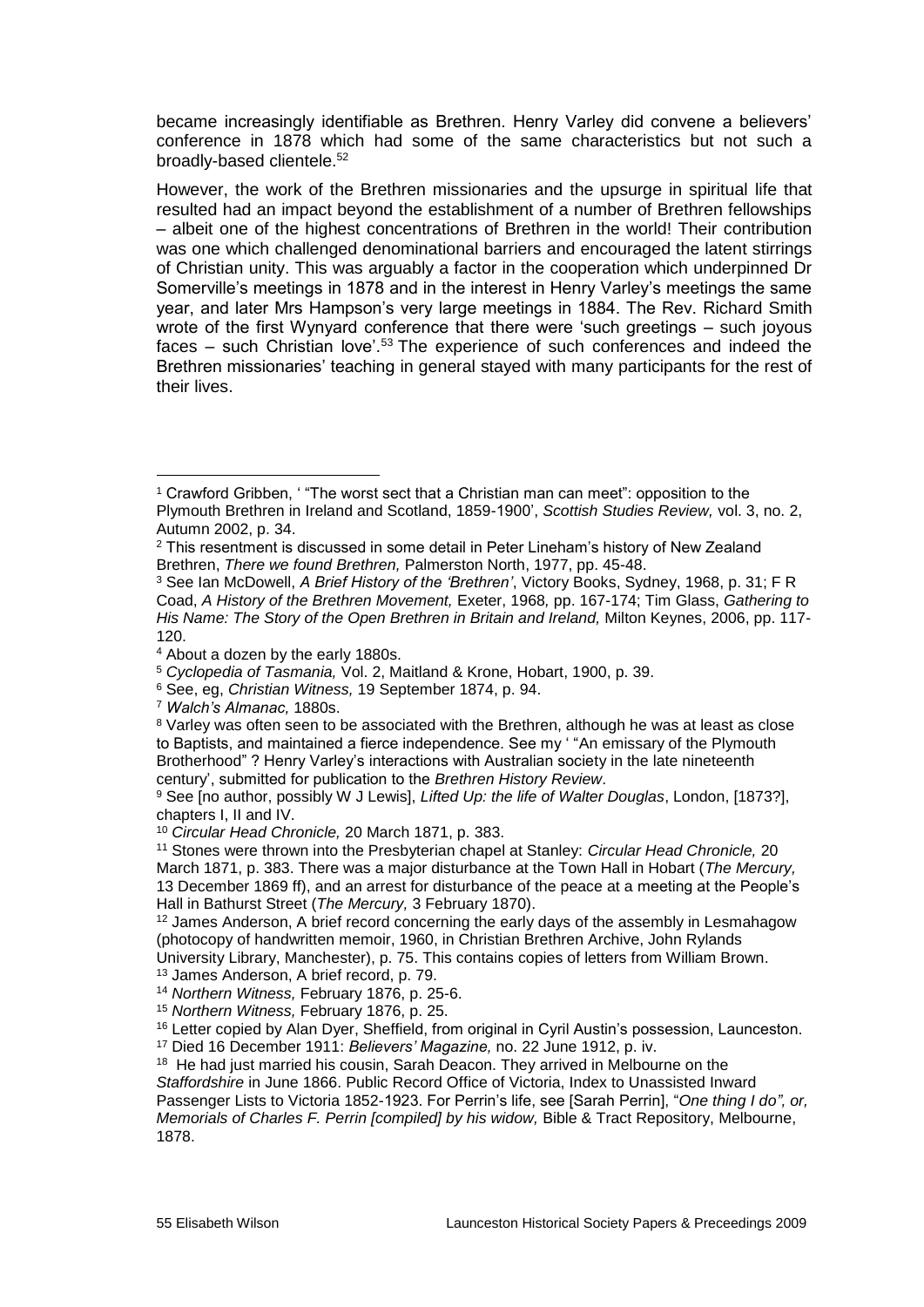became increasingly identifiable as Brethren. Henry Varley did convene a believers' conference in 1878 which had some of the same characteristics but not such a broadly-based clientele.[52]

However, the work of the Brethren missionaries and the upsurge in spiritual life that resulted had an impact beyond the establishment of a number of Brethren fellowships – albeit one of the highest concentrations of Brethren in the world! Their contribution was one which challenged denominational barriers and encouraged the latent stirrings of Christian unity. This was arguably a factor in the cooperation which underpinned Dr Somerville's meetings in 1878 and in the interest in Henry Varley's meetings the same year, and later Mrs Hampson's very large meetings in 1884. The Rev. Richard Smith wrote of the first Wynyard conference that there were 'such greetings – such joyous faces – such Christian love'.[53] The experience of such conferences and indeed the Brethren missionaries' teaching in general stayed with many participants for the rest of their lives.

---

[1] Crawford Gribben, ' "The worst sect that a Christian man can meet": opposition to the Plymouth Brethren in Ireland and Scotland, 1859-1900', *Scottish Studies Review,* vol. 3, no. 2, Autumn 2002, p. 34.

[2] This resentment is discussed in some detail in Peter Lineham's history of New Zealand Brethren, *There we found Brethren,* Palmerston North, 1977, pp. 45-48.

[3] See Ian McDowell, *A Brief History of the 'Brethren'*, Victory Books, Sydney, 1968, p. 31; F R Coad, *A History of the Brethren Movement,* Exeter, 1968, pp. 167-174; Tim Glass, *Gathering to His Name: The Story of the Open Brethren in Britain and Ireland,* Milton Keynes, 2006, pp. 117-120.

[4] About a dozen by the early 1880s.

[5] *Cyclopedia of Tasmania,* Vol. 2, Maitland & Krone, Hobart, 1900, p. 39.

[6] See, eg, *Christian Witness,* 19 September 1874, p. 94.

[7] *Walch's Almanac,* 1880s.

[8] Varley was often seen to be associated with the Brethren, although he was at least as close to Baptists, and maintained a fierce independence. See my ' "An emissary of the Plymouth Brotherhood" ? Henry Varley's interactions with Australian society in the late nineteenth century', submitted for publication to the *Brethren History Review*.

[9] See [no author, possibly W J Lewis], *Lifted Up: the life of Walter Douglas*, London, [1873?], chapters I, II and IV.

[10] *Circular Head Chronicle,* 20 March 1871, p. 383.

[11] Stones were thrown into the Presbyterian chapel at Stanley: *Circular Head Chronicle,* 20 March 1871, p. 383. There was a major disturbance at the Town Hall in Hobart (*The Mercury,* 13 December 1869 ff), and an arrest for disturbance of the peace at a meeting at the People's Hall in Bathurst Street (*The Mercury,* 3 February 1870).

[12] James Anderson, A brief record concerning the early days of the assembly in Lesmahagow (photocopy of handwritten memoir, 1960, in Christian Brethren Archive, John Rylands University Library, Manchester), p. 75. This contains copies of letters from William Brown.

[13] James Anderson, A brief record, p. 79.

[14] *Northern Witness,* February 1876, p. 25-6.

[15] *Northern Witness,* February 1876, p. 25.

[16] Letter copied by Alan Dyer, Sheffield, from original in Cyril Austin's possession, Launceston.

[17] Died 16 December 1911: *Believers' Magazine,* no. 22 June 1912, p. iv.

[18] He had just married his cousin, Sarah Deacon. They arrived in Melbourne on the *Staffordshire* in June 1866. Public Record Office of Victoria, Index to Unassisted Inward Passenger Lists to Victoria 1852-1923. For Perrin's life, see [Sarah Perrin], "*One thing I do", or, Memorials of Charles F. Perrin [compiled] by his widow,* Bible & Tract Repository, Melbourne, 1878.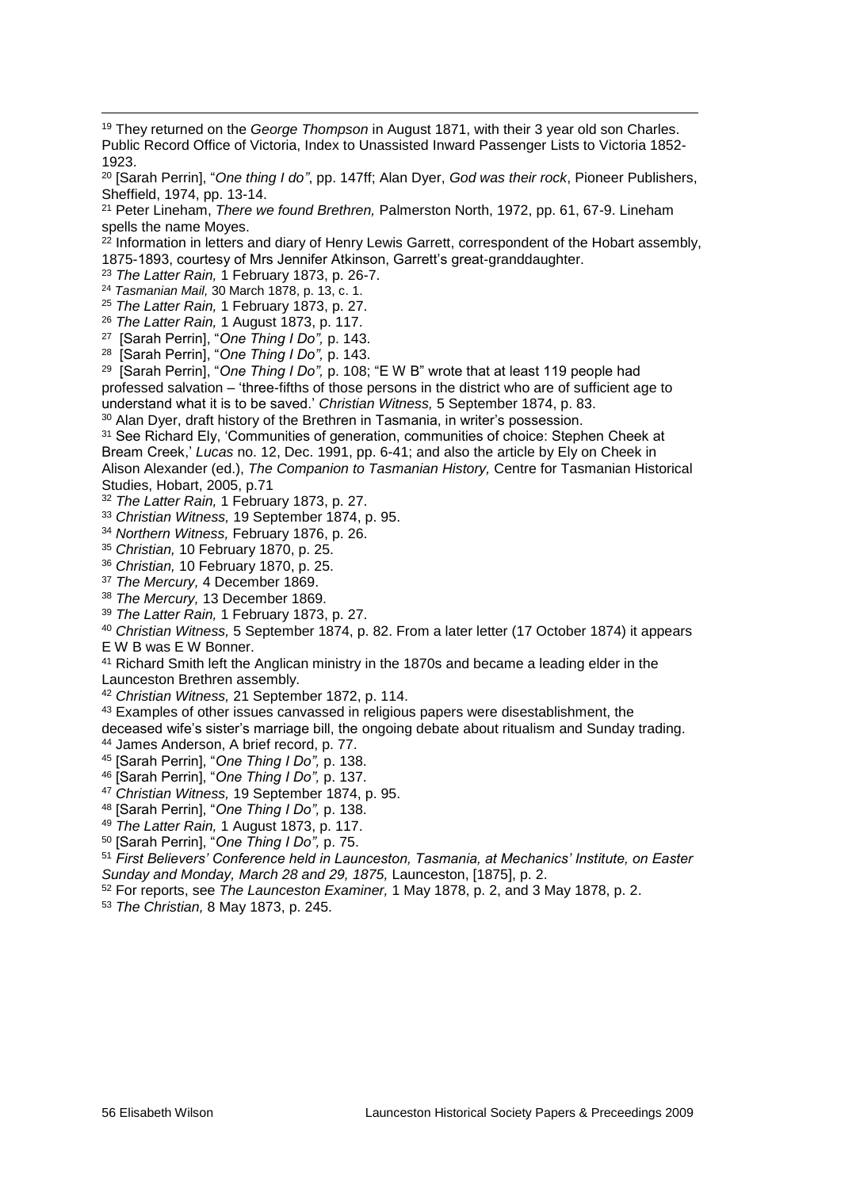[19] They returned on the *George Thompson* in August 1871, with their 3 year old son Charles. Public Record Office of Victoria, Index to Unassisted Inward Passenger Lists to Victoria 1852-1923.

[20] [Sarah Perrin], "*One thing I do"*, pp. 147ff; Alan Dyer, *God was their rock*, Pioneer Publishers, Sheffield, 1974, pp. 13-14.

[21] Peter Lineham, *There we found Brethren,* Palmerston North, 1972, pp. 61, 67-9. Lineham spells the name Moyes.

[22] Information in letters and diary of Henry Lewis Garrett, correspondent of the Hobart assembly, 1875-1893, courtesy of Mrs Jennifer Atkinson, Garrett's great-granddaughter.

[23] *The Latter Rain,* 1 February 1873, p. 26-7.

[24] *Tasmanian Mail,* 30 March 1878, p. 13, c. 1.

[25] *The Latter Rain,* 1 February 1873, p. 27.

[26] *The Latter Rain,* 1 August 1873, p. 117.

[27] [Sarah Perrin], "*One Thing I Do",* p. 143.

[28] [Sarah Perrin], "*One Thing I Do",* p. 143.

[29] [Sarah Perrin], "*One Thing I Do",* p. 108; "E W B" wrote that at least 119 people had professed salvation – 'three-fifths of those persons in the district who are of sufficient age to understand what it is to be saved.' *Christian Witness,* 5 September 1874, p. 83.

[30] Alan Dyer, draft history of the Brethren in Tasmania, in writer's possession.

[31] See Richard Ely, 'Communities of generation, communities of choice: Stephen Cheek at Bream Creek,' *Lucas* no. 12, Dec. 1991, pp. 6-41; and also the article by Ely on Cheek in Alison Alexander (ed.), *The Companion to Tasmanian History,* Centre for Tasmanian Historical Studies, Hobart, 2005, p.71

[32] *The Latter Rain,* 1 February 1873, p. 27.

[33] *Christian Witness,* 19 September 1874, p. 95.

[34] *Northern Witness,* February 1876, p. 26.

[35] *Christian,* 10 February 1870, p. 25.

[36] *Christian,* 10 February 1870, p. 25.

[37] *The Mercury,* 4 December 1869.

[38] *The Mercury,* 13 December 1869.

[39] *The Latter Rain,* 1 February 1873, p. 27.

[40] *Christian Witness,* 5 September 1874, p. 82. From a later letter (17 October 1874) it appears E W B was E W Bonner.

[41] Richard Smith left the Anglican ministry in the 1870s and became a leading elder in the Launceston Brethren assembly.

[42] *Christian Witness,* 21 September 1872, p. 114.

[43] Examples of other issues canvassed in religious papers were disestablishment, the deceased wife's sister's marriage bill, the ongoing debate about ritualism and Sunday trading.

[44] James Anderson, A brief record, p. 77.

[45] [Sarah Perrin], "*One Thing I Do",* p. 138.

[46] [Sarah Perrin], "*One Thing I Do",* p. 137.

[47] *Christian Witness,* 19 September 1874, p. 95.

[48] [Sarah Perrin], "*One Thing I Do",* p. 138.

[49] *The Latter Rain,* 1 August 1873, p. 117.

[50] [Sarah Perrin], "*One Thing I Do",* p. 75.

[51] *First Believers' Conference held in Launceston, Tasmania, at Mechanics' Institute, on Easter Sunday and Monday, March 28 and 29, 1875,* Launceston, [1875], p. 2.

[52] For reports, see *The Launceston Examiner,* 1 May 1878, p. 2, and 3 May 1878, p. 2.

[53] *The Christian,* 8 May 1873, p. 245.